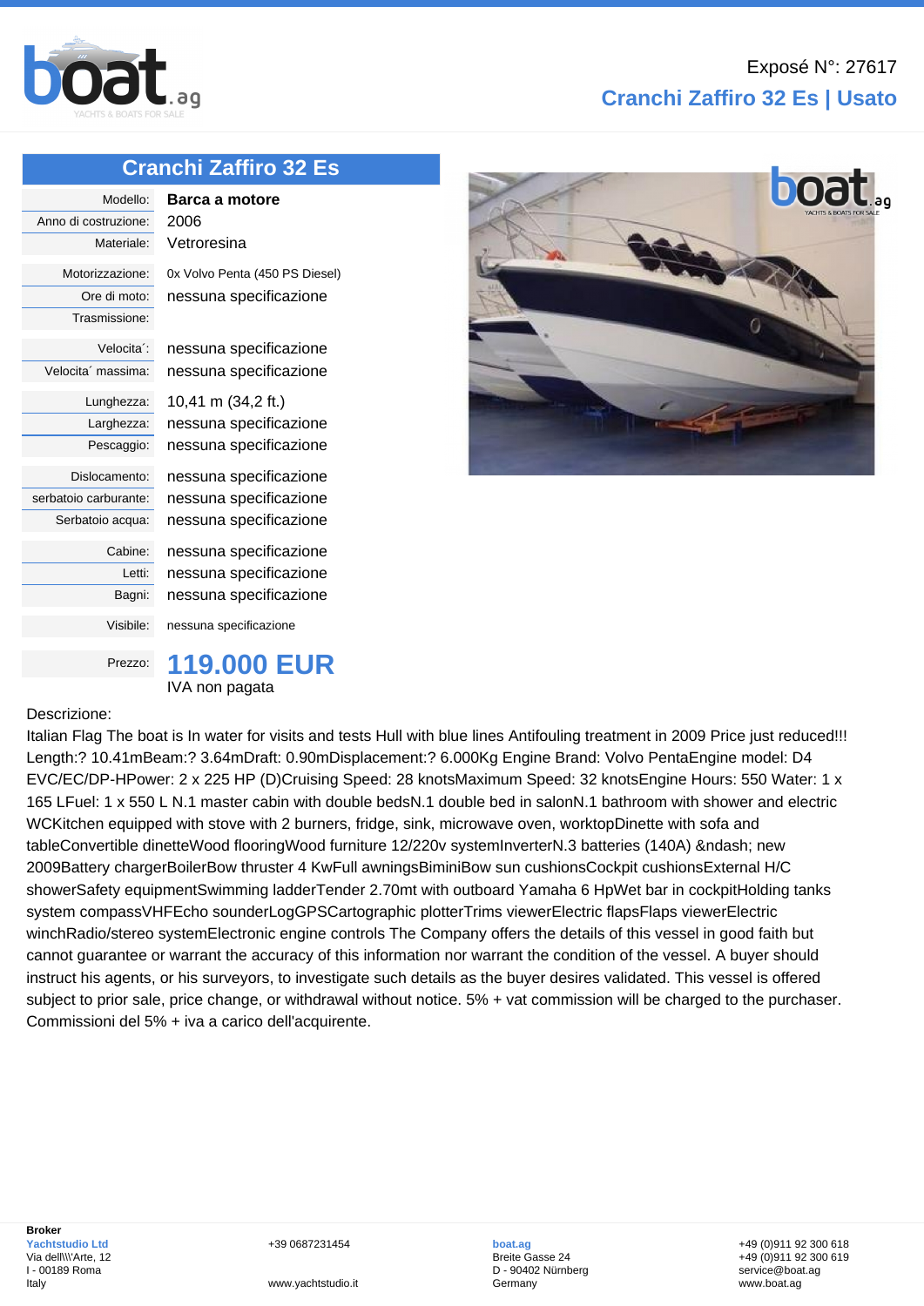Exposé N°: 27617

## Cranchi Zaffiro 32 Es | Usato

### Cranchi Zaffiro 32 Es

| | |
|---|---|
| Modello: | **Barca a motore** |
| Anno di costruzione: | 2006 |
| Materiale: | Vetroresina |
| Motorizzazione: | 0x Volvo Penta (450 PS Diesel) |
| Ore di moto: | nessuna specificazione |
| Trasmissione: | |
| Velocita´: | nessuna specificazione |
| Velocita´ massima: | nessuna specificazione |
| Lunghezza: | 10,41 m (34,2 ft.) |
| Larghezza: | nessuna specificazione |
| Pescaggio: | nessuna specificazione |
| Dislocamento: | nessuna specificazione |
| serbatoio carburante: | nessuna specificazione |
| Serbatoio acqua: | nessuna specificazione |
| Cabine: | nessuna specificazione |
| Letti: | nessuna specificazione |
| Bagni: | nessuna specificazione |
| Visibile: | nessuna specificazione |
| Prezzo: | **119.000 EUR** IVA non pagata |

Descrizione:

Italian Flag The boat is In water for visits and tests Hull with blue lines Antifouling treatment in 2009 Price just reduced!!! Length:? 10.41mBeam:? 3.64mDraft: 0.90mDisplacement:? 6.000Kg Engine Brand: Volvo PentaEngine model: D4 EVC/EC/DP-HPower: 2 x 225 HP (D)Cruising Speed: 28 knotsMaximum Speed: 32 knotsEngine Hours: 550 Water: 1 x 165 LFuel: 1 x 550 L N.1 master cabin with double bedsN.1 double bed in salonN.1 bathroom with shower and electric WCKitchen equipped with stove with 2 burners, fridge, sink, microwave oven, worktopDinette with sofa and tableConvertible dinetteWood flooringWood furniture 12/220v systemInverterN.3 batteries (140A) &ndash; new 2009Battery chargerBoilerBow thruster 4 KwFull awningsBiminiBow sun cushionsCockpit cushionsExternal H/C showerSafety equipmentSwimming ladderTender 2.70mt with outboard Yamaha 6 HpWet bar in cockpitHolding tanks system compassVHFEcho sounderLogGPSCartographic plotterTrims viewerElectric flapsFlaps viewerElectric winchRadio/stereo systemElectronic engine controls The Company offers the details of this vessel in good faith but cannot guarantee or warrant the accuracy of this information nor warrant the condition of the vessel. A buyer should instruct his agents, or his surveyors, to investigate such details as the buyer desires validated. This vessel is offered subject to prior sale, price change, or withdrawal without notice. 5% + vat commission will be charged to the purchaser. Commissioni del 5% + iva a carico dell'acquirente.

**Broker**
Yachtstudio Ltd
Via dell\\'Arte, 12
I - 00189 Roma
Italy

+39 0687231454
www.yachtstudio.it

boat.ag
Breite Gasse 24
D - 90402 Nürnberg
Germany

+49 (0)911 92 300 618
+49 (0)911 92 300 619
service@boat.ag
www.boat.ag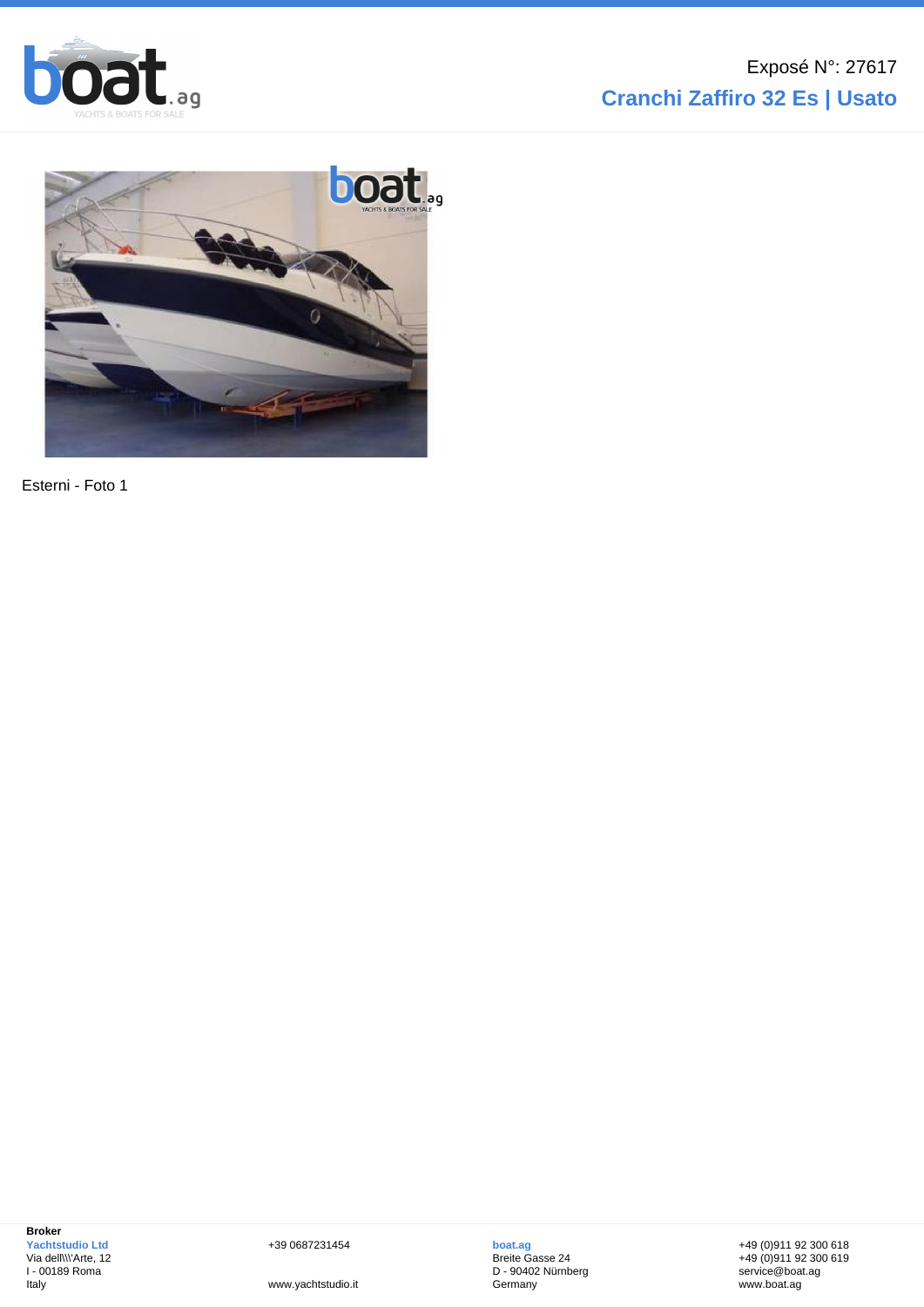Exposé N°: 27617

## Cranchi Zaffiro 32 Es | Usato

Esterni - Foto 1

**Broker**
**Yachtstudio Ltd**
Via dell\\\'Arte, 12
I - 00189 Roma
Italy

+39 0687231454

www.yachtstudio.it

**boat.ag**
Breite Gasse 24
D - 90402 Nürnberg
Germany

+49 (0)911 92 300 618
+49 (0)911 92 300 619
service@boat.ag
www.boat.ag